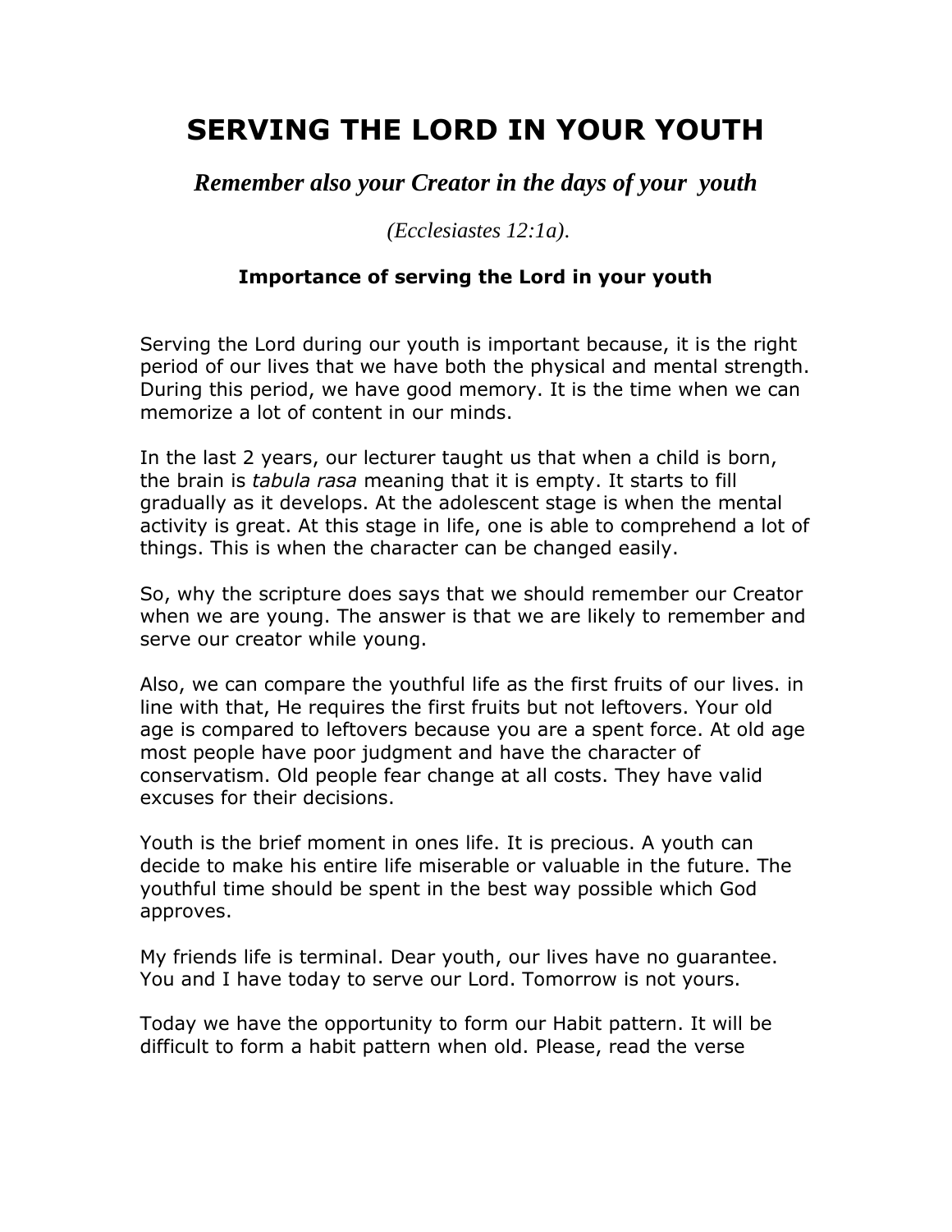# SERVING THE LORD IN YOUR YOUTH

***Remember also your Creator in the days of your youth***

*(Ecclesiastes 12:1a).*

### Importance of serving the Lord in your youth

Serving the Lord during our youth is important because, it is the right period of our lives that we have both the physical and mental strength. During this period, we have good memory. It is the time when we can memorize a lot of content in our minds.

In the last 2 years, our lecturer taught us that when a child is born, the brain is *tabula rasa* meaning that it is empty. It starts to fill gradually as it develops. At the adolescent stage is when the mental activity is great. At this stage in life, one is able to comprehend a lot of things. This is when the character can be changed easily.

So, why the scripture does says that we should remember our Creator when we are young. The answer is that we are likely to remember and serve our creator while young.

Also, we can compare the youthful life as the first fruits of our lives. in line with that, He requires the first fruits but not leftovers. Your old age is compared to leftovers because you are a spent force. At old age most people have poor judgment and have the character of conservatism. Old people fear change at all costs. They have valid excuses for their decisions.

Youth is the brief moment in ones life. It is precious. A youth can decide to make his entire life miserable or valuable in the future. The youthful time should be spent in the best way possible which God approves.

My friends life is terminal. Dear youth, our lives have no guarantee. You and I have today to serve our Lord. Tomorrow is not yours.

Today we have the opportunity to form our Habit pattern. It will be difficult to form a habit pattern when old. Please, read the verse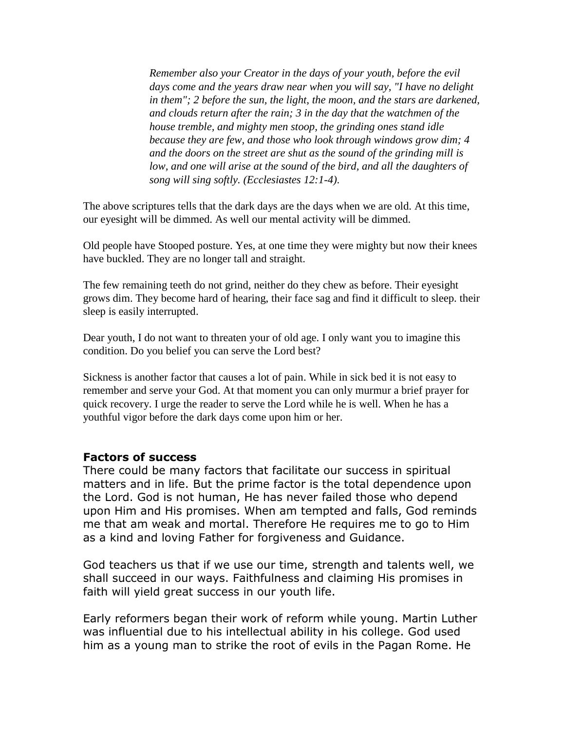> *Remember also your Creator in the days of your youth, before the evil days come and the years draw near when you will say, "I have no delight in them"; 2 before the sun, the light, the moon, and the stars are darkened, and clouds return after the rain; 3 in the day that the watchmen of the house tremble, and mighty men stoop, the grinding ones stand idle because they are few, and those who look through windows grow dim; 4 and the doors on the street are shut as the sound of the grinding mill is low, and one will arise at the sound of the bird, and all the daughters of song will sing softly. (Ecclesiastes 12:1-4).*

The above scriptures tells that the dark days are the days when we are old. At this time, our eyesight will be dimmed. As well our mental activity will be dimmed.

Old people have Stooped posture. Yes, at one time they were mighty but now their knees have buckled. They are no longer tall and straight.

The few remaining teeth do not grind, neither do they chew as before. Their eyesight grows dim. They become hard of hearing, their face sag and find it difficult to sleep. their sleep is easily interrupted.

Dear youth, I do not want to threaten your of old age. I only want you to imagine this condition. Do you belief you can serve the Lord best?

Sickness is another factor that causes a lot of pain. While in sick bed it is not easy to remember and serve your God. At that moment you can only murmur a brief prayer for quick recovery. I urge the reader to serve the Lord while he is well. When he has a youthful vigor before the dark days come upon him or her.

## Factors of success

There could be many factors that facilitate our success in spiritual matters and in life. But the prime factor is the total dependence upon the Lord. God is not human, He has never failed those who depend upon Him and His promises. When am tempted and falls, God reminds me that am weak and mortal. Therefore He requires me to go to Him as a kind and loving Father for forgiveness and Guidance.

God teachers us that if we use our time, strength and talents well, we shall succeed in our ways. Faithfulness and claiming His promises in faith will yield great success in our youth life.

Early reformers began their work of reform while young. Martin Luther was influential due to his intellectual ability in his college. God used him as a young man to strike the root of evils in the Pagan Rome. He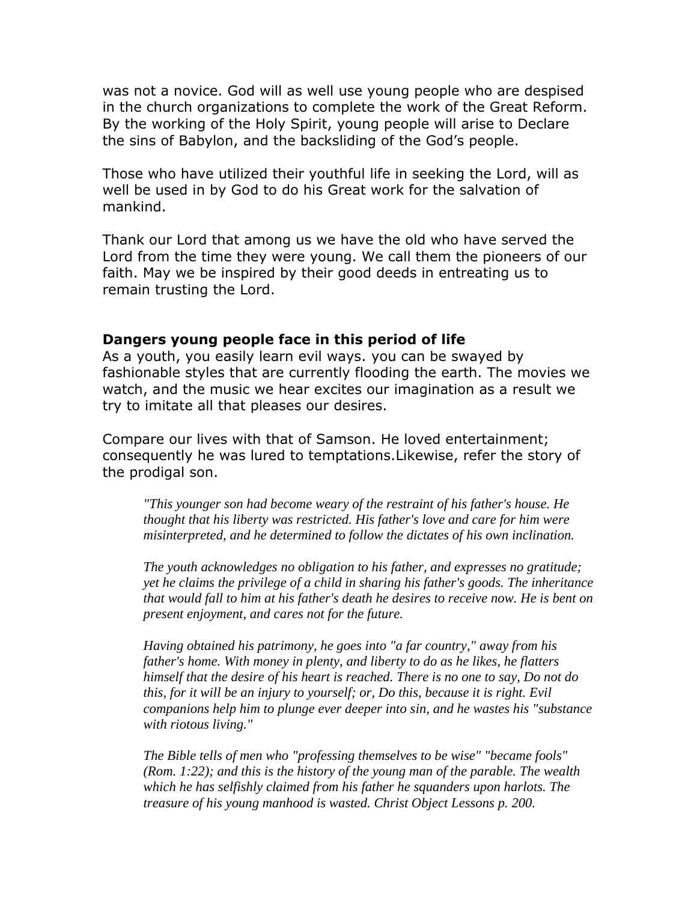was not a novice. God will as well use young people who are despised in the church organizations to complete the work of the Great Reform. By the working of the Holy Spirit, young people will arise to Declare the sins of Babylon, and the backsliding of the God's people.

Those who have utilized their youthful life in seeking the Lord, will as well be used in by God to do his Great work for the salvation of mankind.

Thank our Lord that among us we have the old who have served the Lord from the time they were young. We call them the pioneers of our faith. May we be inspired by their good deeds in entreating us to remain trusting the Lord.

**Dangers young people face in this period of life**

As a youth, you easily learn evil ways. you can be swayed by fashionable styles that are currently flooding the earth. The movies we watch, and the music we hear excites our imagination as a result we try to imitate all that pleases our desires.

Compare our lives with that of Samson. He loved entertainment; consequently he was lured to temptations.Likewise, refer the story of the prodigal son.

> *"This younger son had become weary of the restraint of his father's house. He thought that his liberty was restricted. His father's love and care for him were misinterpreted, and he determined to follow the dictates of his own inclination.*
>
> *The youth acknowledges no obligation to his father, and expresses no gratitude; yet he claims the privilege of a child in sharing his father's goods. The inheritance that would fall to him at his father's death he desires to receive now. He is bent on present enjoyment, and cares not for the future.*
>
> *Having obtained his patrimony, he goes into "a far country," away from his father's home. With money in plenty, and liberty to do as he likes, he flatters himself that the desire of his heart is reached. There is no one to say, Do not do this, for it will be an injury to yourself; or, Do this, because it is right. Evil companions help him to plunge ever deeper into sin, and he wastes his "substance with riotous living."*
>
> *The Bible tells of men who "professing themselves to be wise" "became fools" (Rom. 1:22); and this is the history of the young man of the parable. The wealth which he has selfishly claimed from his father he squanders upon harlots. The treasure of his young manhood is wasted. Christ Object Lessons p. 200.*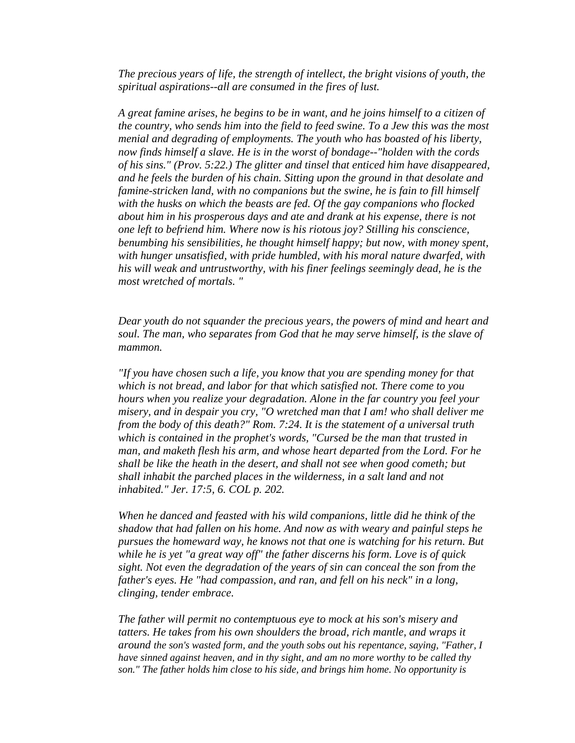*The precious years of life, the strength of intellect, the bright visions of youth, the spiritual aspirations--all are consumed in the fires of lust.*

*A great famine arises, he begins to be in want, and he joins himself to a citizen of the country, who sends him into the field to feed swine. To a Jew this was the most menial and degrading of employments. The youth who has boasted of his liberty, now finds himself a slave. He is in the worst of bondage--"holden with the cords of his sins." (Prov. 5:22.) The glitter and tinsel that enticed him have disappeared, and he feels the burden of his chain. Sitting upon the ground in that desolate and famine-stricken land, with no companions but the swine, he is fain to fill himself with the husks on which the beasts are fed. Of the gay companions who flocked about him in his prosperous days and ate and drank at his expense, there is not one left to befriend him. Where now is his riotous joy? Stilling his conscience, benumbing his sensibilities, he thought himself happy; but now, with money spent, with hunger unsatisfied, with pride humbled, with his moral nature dwarfed, with his will weak and untrustworthy, with his finer feelings seemingly dead, he is the most wretched of mortals. "*

*Dear youth do not squander the precious years, the powers of mind and heart and soul. The man, who separates from God that he may serve himself, is the slave of mammon.*

*"If you have chosen such a life, you know that you are spending money for that which is not bread, and labor for that which satisfied not. There come to you hours when you realize your degradation. Alone in the far country you feel your misery, and in despair you cry, "O wretched man that I am! who shall deliver me from the body of this death?" Rom. 7:24. It is the statement of a universal truth which is contained in the prophet's words, "Cursed be the man that trusted in man, and maketh flesh his arm, and whose heart departed from the Lord. For he shall be like the heath in the desert, and shall not see when good cometh; but shall inhabit the parched places in the wilderness, in a salt land and not inhabited." Jer. 17:5, 6. COL p. 202.*

*When he danced and feasted with his wild companions, little did he think of the shadow that had fallen on his home. And now as with weary and painful steps he pursues the homeward way, he knows not that one is watching for his return. But while he is yet "a great way off" the father discerns his form. Love is of quick sight. Not even the degradation of the years of sin can conceal the son from the father's eyes. He "had compassion, and ran, and fell on his neck" in a long, clinging, tender embrace.*

*The father will permit no contemptuous eye to mock at his son's misery and tatters. He takes from his own shoulders the broad, rich mantle, and wraps it around the son's wasted form, and the youth sobs out his repentance, saying, "Father, I have sinned against heaven, and in thy sight, and am no more worthy to be called thy son." The father holds him close to his side, and brings him home. No opportunity is*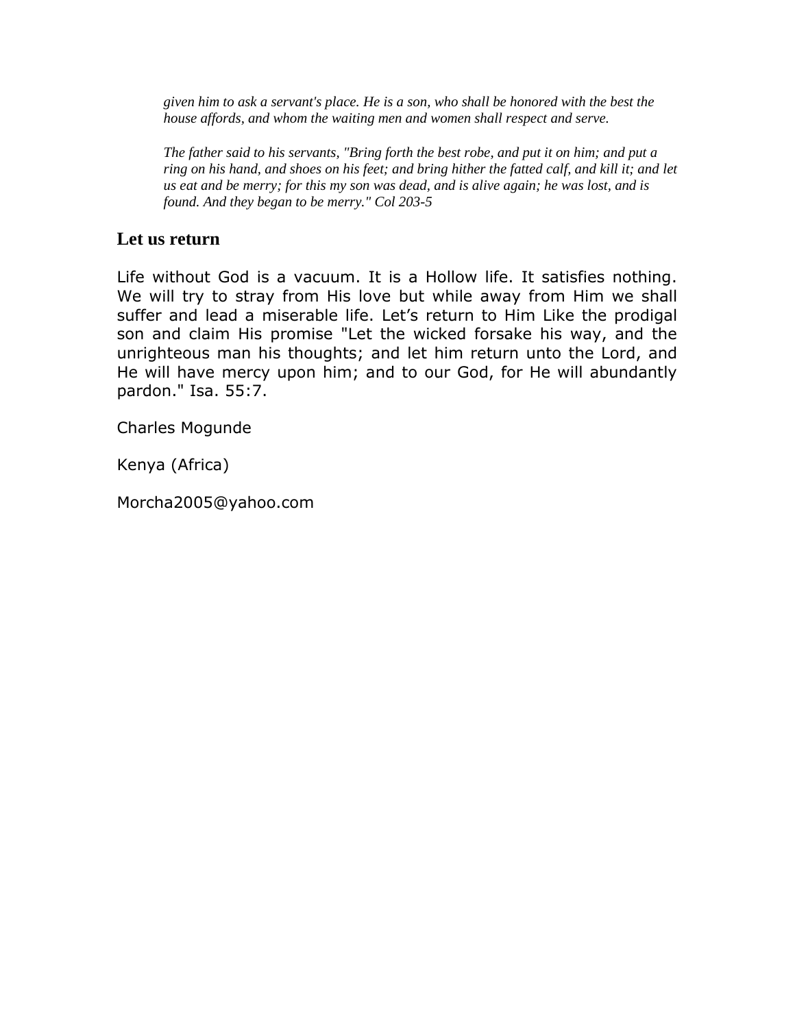*given him to ask a servant's place. He is a son, who shall be honored with the best the house affords, and whom the waiting men and women shall respect and serve.*

*The father said to his servants, "Bring forth the best robe, and put it on him; and put a ring on his hand, and shoes on his feet; and bring hither the fatted calf, and kill it; and let us eat and be merry; for this my son was dead, and is alive again; he was lost, and is found. And they began to be merry." Col 203-5*

## Let us return

Life without God is a vacuum. It is a Hollow life. It satisfies nothing. We will try to stray from His love but while away from Him we shall suffer and lead a miserable life. Let's return to Him Like the prodigal son and claim His promise "Let the wicked forsake his way, and the unrighteous man his thoughts; and let him return unto the Lord, and He will have mercy upon him; and to our God, for He will abundantly pardon." Isa. 55:7.

Charles Mogunde

Kenya (Africa)

Morcha2005@yahoo.com